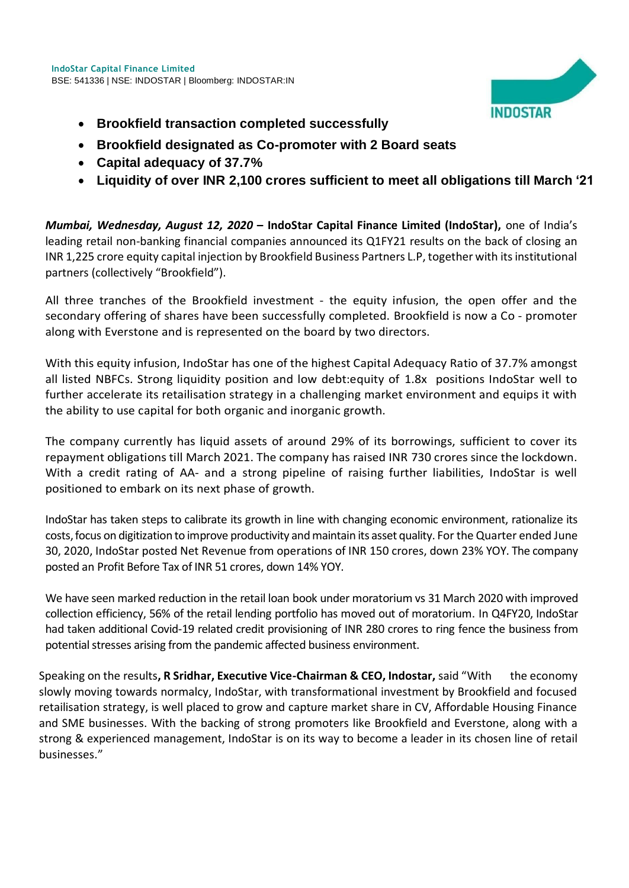**IndoStar Capital Finance Limited**
BSE: 541336 | NSE: INDOSTAR | Bloomberg: INDOSTAR:IN

- **Brookfield transaction completed successfully**
- **Brookfield designated as Co-promoter with 2 Board seats**
- **Capital adequacy of 37.7%**
- **Liquidity of over INR 2,100 crores sufficient to meet all obligations till March '21**

***Mumbai, Wednesday, August 12, 2020* – IndoStar Capital Finance Limited (IndoStar),** one of India's leading retail non-banking financial companies announced its Q1FY21 results on the back of closing an INR 1,225 crore equity capital injection by Brookfield Business Partners L.P, together with its institutional partners (collectively "Brookfield").

All three tranches of the Brookfield investment - the equity infusion, the open offer and the secondary offering of shares have been successfully completed. Brookfield is now a Co - promoter along with Everstone and is represented on the board by two directors.

With this equity infusion, IndoStar has one of the highest Capital Adequacy Ratio of 37.7% amongst all listed NBFCs. Strong liquidity position and low debt:equity of 1.8x positions IndoStar well to further accelerate its retailisation strategy in a challenging market environment and equips it with the ability to use capital for both organic and inorganic growth.

The company currently has liquid assets of around 29% of its borrowings, sufficient to cover its repayment obligations till March 2021. The company has raised INR 730 crores since the lockdown. With a credit rating of AA- and a strong pipeline of raising further liabilities, IndoStar is well positioned to embark on its next phase of growth.

IndoStar has taken steps to calibrate its growth in line with changing economic environment, rationalize its costs, focus on digitization to improve productivity and maintain its asset quality. For the Quarter ended June 30, 2020, IndoStar posted Net Revenue from operations of INR 150 crores, down 23% YOY. The company posted an Profit Before Tax of INR 51 crores, down 14% YOY.

We have seen marked reduction in the retail loan book under moratorium vs 31 March 2020 with improved collection efficiency, 56% of the retail lending portfolio has moved out of moratorium. In Q4FY20, IndoStar had taken additional Covid-19 related credit provisioning of INR 280 crores to ring fence the business from potential stresses arising from the pandemic affected business environment.

Speaking on the results**, R Sridhar, Executive Vice-Chairman & CEO, Indostar,** said "With the economy slowly moving towards normalcy, IndoStar, with transformational investment by Brookfield and focused retailisation strategy, is well placed to grow and capture market share in CV, Affordable Housing Finance and SME businesses. With the backing of strong promoters like Brookfield and Everstone, along with a strong & experienced management, IndoStar is on its way to become a leader in its chosen line of retail businesses."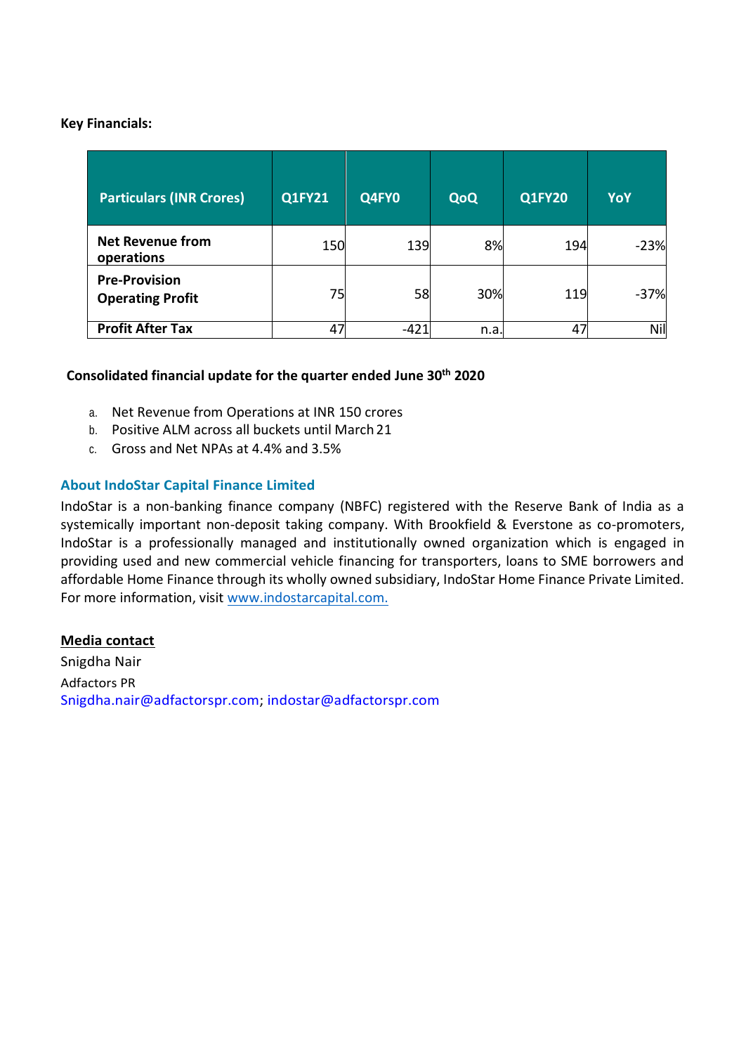**Key Financials:**

| Particulars (INR Crores) | Q1FY21 | Q4FY0 | QoQ | Q1FY20 | YoY |
|---|---|---|---|---|---|
| **Net Revenue from operations** | 150 | 139 | 8% | 194 | -23% |
| **Pre-Provision Operating Profit** | 75 | 58 | 30% | 119 | -37% |
| **Profit After Tax** | 47 | -421 | n.a. | 47 | Nil |

**Consolidated financial update for the quarter ended June 30th 2020**

a. Net Revenue from Operations at INR 150 crores
b. Positive ALM across all buckets until March 21
c. Gross and Net NPAs at 4.4% and 3.5%

### About IndoStar Capital Finance Limited

IndoStar is a non-banking finance company (NBFC) registered with the Reserve Bank of India as a systemically important non-deposit taking company. With Brookfield & Everstone as co-promoters, IndoStar is a professionally managed and institutionally owned organization which is engaged in providing used and new commercial vehicle financing for transporters, loans to SME borrowers and affordable Home Finance through its wholly owned subsidiary, IndoStar Home Finance Private Limited. For more information, visit www.indostarcapital.com.

**Media contact**

Snigdha Nair
Adfactors PR
Snigdha.nair@adfactorspr.com; indostar@adfactorspr.com